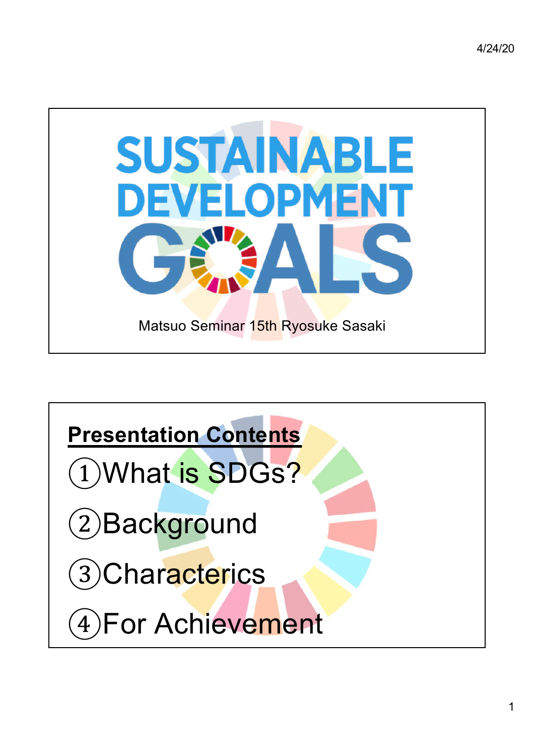# SUSTAINABLE DEVELOPMENT GOALS

Matsuo Seminar 15th Ryosuke Sasaki

## Presentation Contents

①What is SDGs?

②Background

③Characterics

④For Achievement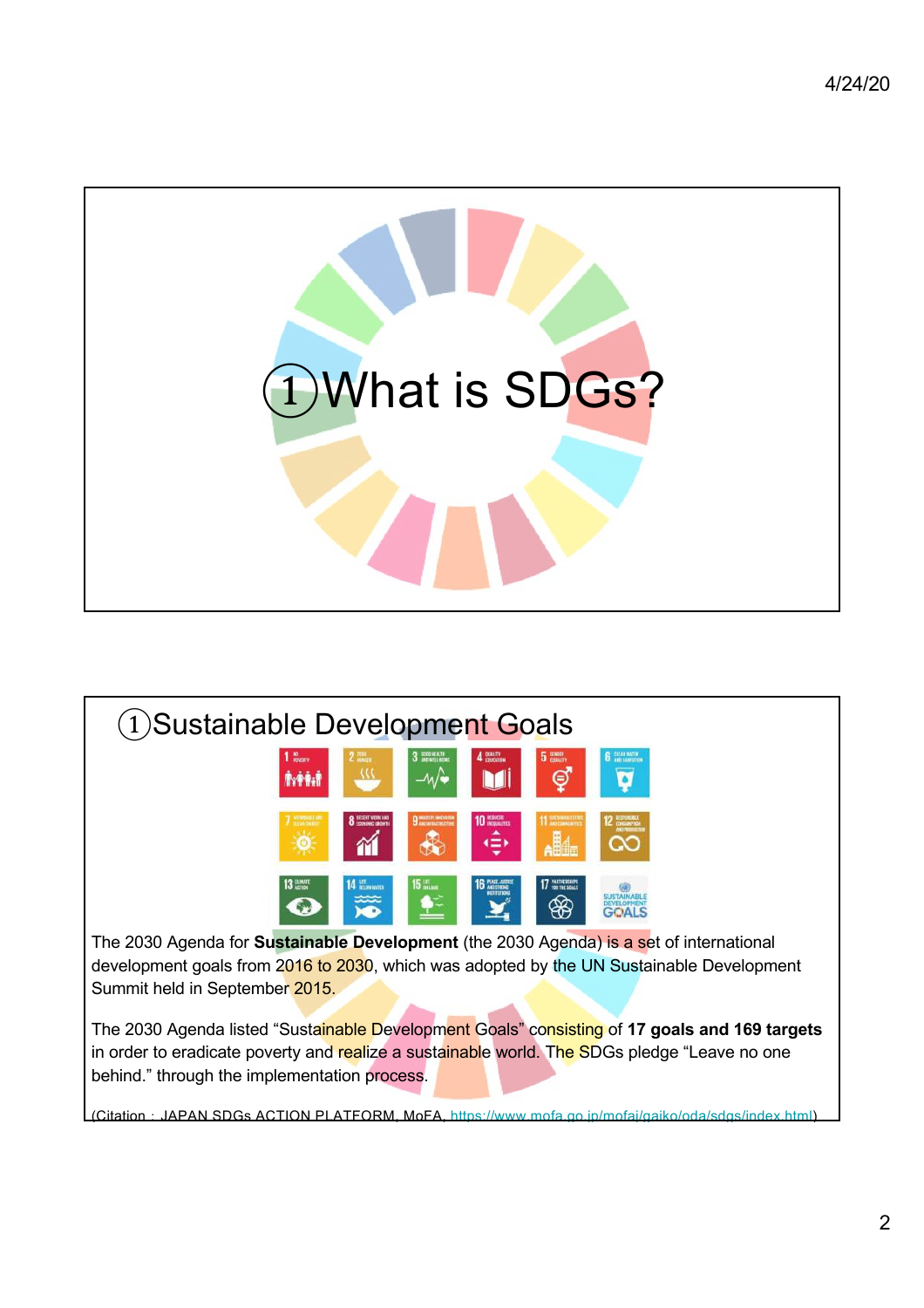# ①What is SDGs?

## ①Sustainable Development Goals

The 2030 Agenda for **Sustainable Development** (the 2030 Agenda) is a set of international development goals from 2016 to 2030, which was adopted by the UN Sustainable Development Summit held in September 2015.

The 2030 Agenda listed “Sustainable Development Goals” consisting of **17 goals and 169 targets** in order to eradicate poverty and realize a sustainable world. The SDGs pledge “Leave no one behind.” through the implementation process.

(Citation：JAPAN SDGs ACTION PLATFORM, MoFA, https://www.mofa.go.jp/mofaj/gaiko/oda/sdgs/index.html)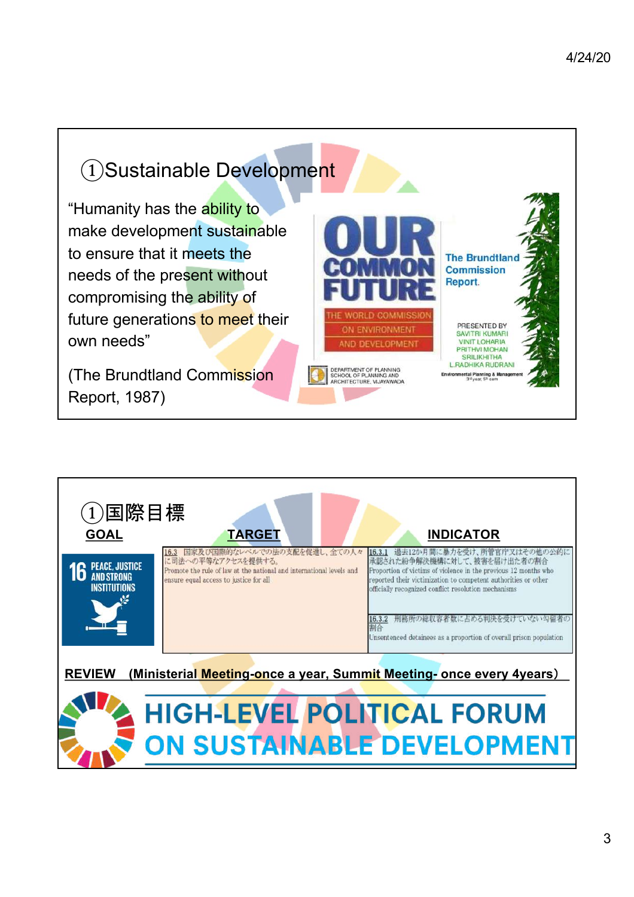## ①Sustainable Development

"Humanity has the ability to make development sustainable to ensure that it meets the needs of the present without compromising the ability of future generations to meet their own needs"

(The Brundtland Commission Report, 1987)

OUR COMMON FUTURE

THE WORLD COMMISSION ON ENVIRONMENT AND DEVELOPMENT

The Brundtland Commission Report.

PRESENTED BY
SAVITRI KUMARI
VINIT LOHARIA
PRITHVI MOHAN
SRILIKHITHA
L.RADHIKA RUDRANI

DEPARTMENT OF PLANNING
SCHOOL OF PLANNING AND ARCHITECTURE, VIJAYAWADA

Environmental Planning & Management
3rd year, 5th sem

## ①国際目標

| GOAL | TARGET | INDICATOR |
|---|---|---|
| 16 PEACE, JUSTICE AND STRONG INSTITUTIONS | 16.3 国家及び国際的なレベルでの法の支配を促進し、全ての人々に司法への平等なアクセスを提供する。<br>Promote the rule of law at the national and international levels and ensure equal access to justice for all | 16.3.1 過去12か月間に暴力を受け、所管官庁又はその他の公的に承認された紛争解決機構に対して、被害を届け出た者の割合<br>Proportion of victims of violence in the previous 12 months who reported their victimization to competent authorities or other officially recognized conflict resolution mechanisms |
| | | 16.3.2 刑務所の総収容者数に占める判決を受けていない勾留者の割合<br>Unsentenced detainees as a proportion of overall prison population |

**REVIEW (Ministerial Meeting-once a year, Summit Meeting- once every 4years)**

HIGH-LEVEL POLITICAL FORUM ON SUSTAINABLE DEVELOPMENT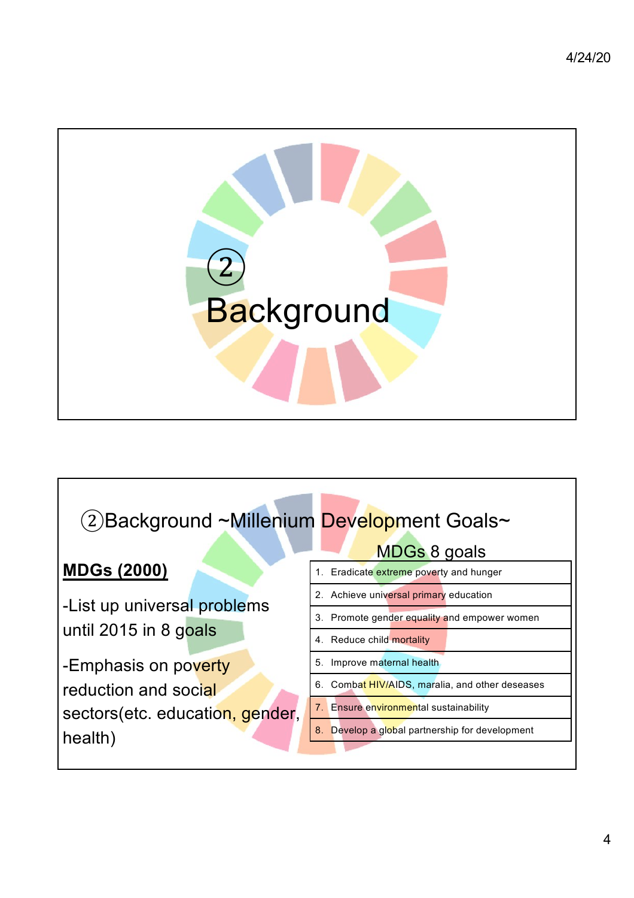## ②Background

## ②Background ~Millenium Development Goals~

**MDGs (2000)**

-List up universal problems until 2015 in 8 goals

-Emphasis on poverty reduction and social sectors(etc. education, gender, health)

MDGs 8 goals

| MDGs 8 goals |
|---|
| 1. Eradicate extreme poverty and hunger |
| 2. Achieve universal primary education |
| 3. Promote gender equality and empower women |
| 4. Reduce child mortality |
| 5. Improve maternal health |
| 6. Combat HIV/AIDS, maralia, and other deseases |
| 7. Ensure environmental sustainability |
| 8. Develop a global partnership for development |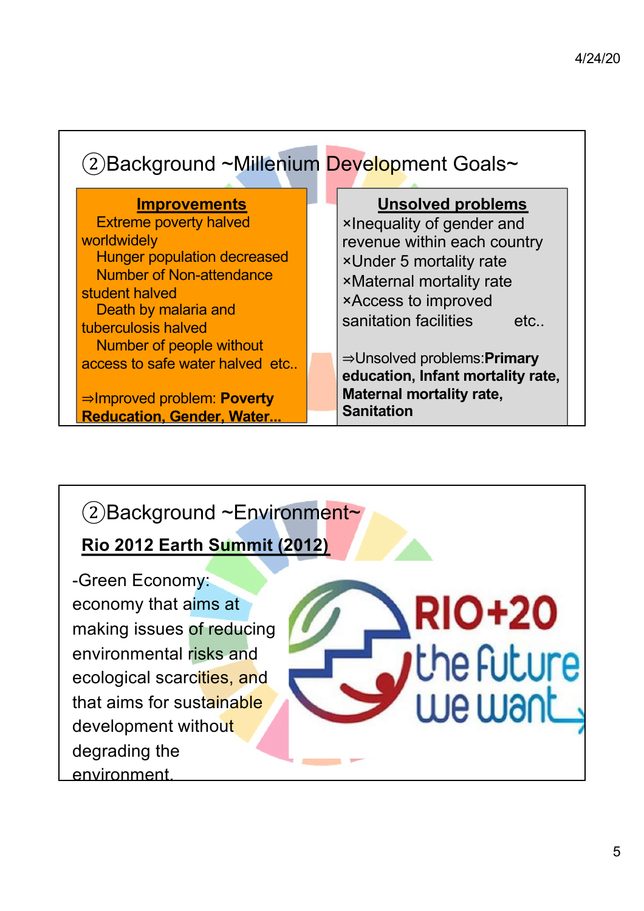## ②Background ~Millenium Development Goals~

**Improvements**

Extreme poverty halved worldwidely
Hunger population decreased
Number of Non-attendance student halved
Death by malaria and tuberculosis halved
Number of people without access to safe water halved etc..

⇒Improved problem: **Poverty Reducation, Gender, Water...**

**Unsolved problems**

×Inequality of gender and revenue within each country
×Under 5 mortality rate
×Maternal mortality rate
×Access to improved sanitation facilities etc..

⇒Unsolved problems:**Primary education, Infant mortality rate, Maternal mortality rate, Sanitation**

## ②Background ~Environment~

**Rio 2012 Earth Summit (2012)**

-Green Economy: economy that aims at making issues of reducing environmental risks and ecological scarcities, and that aims for sustainable development without degrading the environment.

RIO+20 the future we want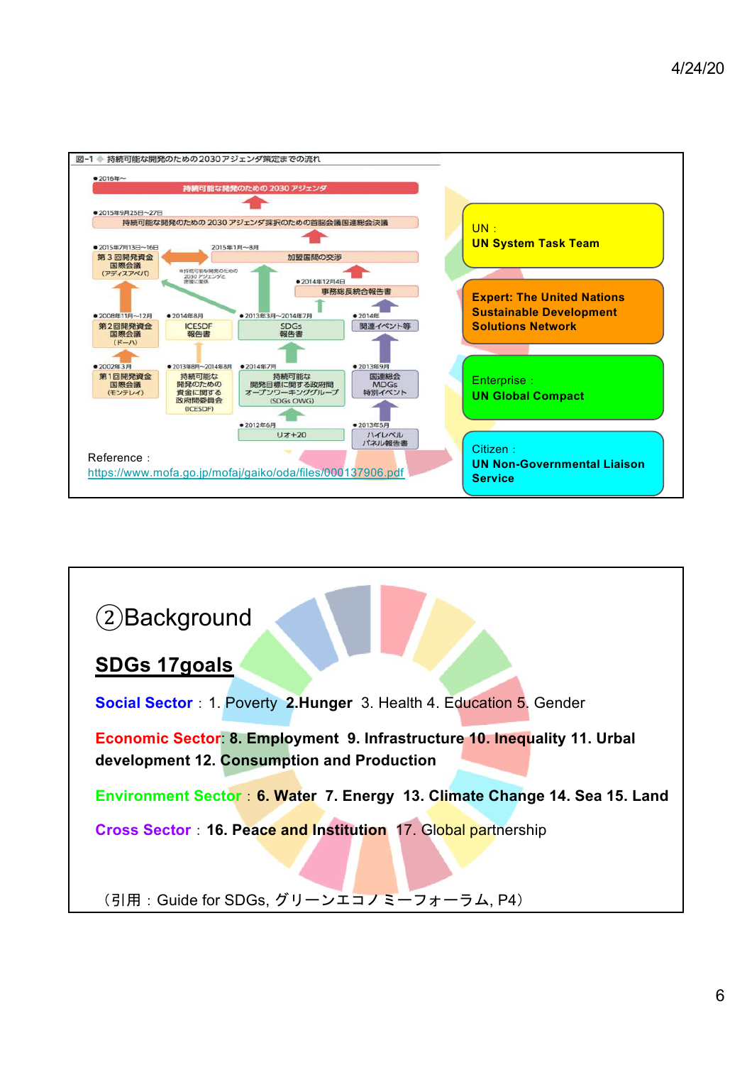図-1 持続可能な開発のための2030アジェンダ策定までの流れ

●2016年〜
持続可能な開発のための 2030 アジェンダ

●2015年9月25日〜27日
持続可能な開発のための 2030 アジェンダ採択のための首脳会議国連総会決議

●2015年7月13日〜16日
第３回開発資金国際会議（アディスアベバ）

2015年1月〜8月
加盟国間の交渉

※持続可能な開発のための2030 アジェンダと密接に関係

●2014年12月4日
事務総長統合報告書

●2008年11月〜12月
第２回開発資金国際会議（ドーハ）

●2014年8月
ICESDF 報告書

●2013年3月〜2014年7月
SDGs 報告書

●2014年
関連イベント等

●2002年３月
第１回開発資金国際会議（モンテレイ）

●2013年8月〜2014年8月
持続可能な開発のための資金に関する政府間委員会（ICESDF）

●2014年7月
持続可能な開発目標に関する政府間オープンワーキンググループ（SDGs OWG）

●2013年9月
国連総会 MDGs 特別イベント

●2012年6月
リオ＋20

●2013年5月
ハイレベルパネル報告書

Reference：
https://www.mofa.go.jp/mofaj/gaiko/oda/files/000137906.pdf

UN：
**UN System Task Team**

**Expert: The United Nations Sustainable Development Solutions Network**

Enterprise：
**UN Global Compact**

Citizen：
**UN Non-Governmental Liaison Service**

## ②Background

### SDGs 17goals

**Social Sector**：1. Poverty **2.Hunger** 3. Health 4. Education 5. Gender

**Economic Sector**: **8. Employment 9. Infrastructure 10. Inequality 11. Urbal development 12. Consumption and Production**

**Environment Sector**：**6. Water 7. Energy 13. Climate Change 14. Sea 15. Land**

**Cross Sector**：**16. Peace and Institution** 17. Global partnership

（引用：Guide for SDGs, グリーンエコノミーフォーラム, P4）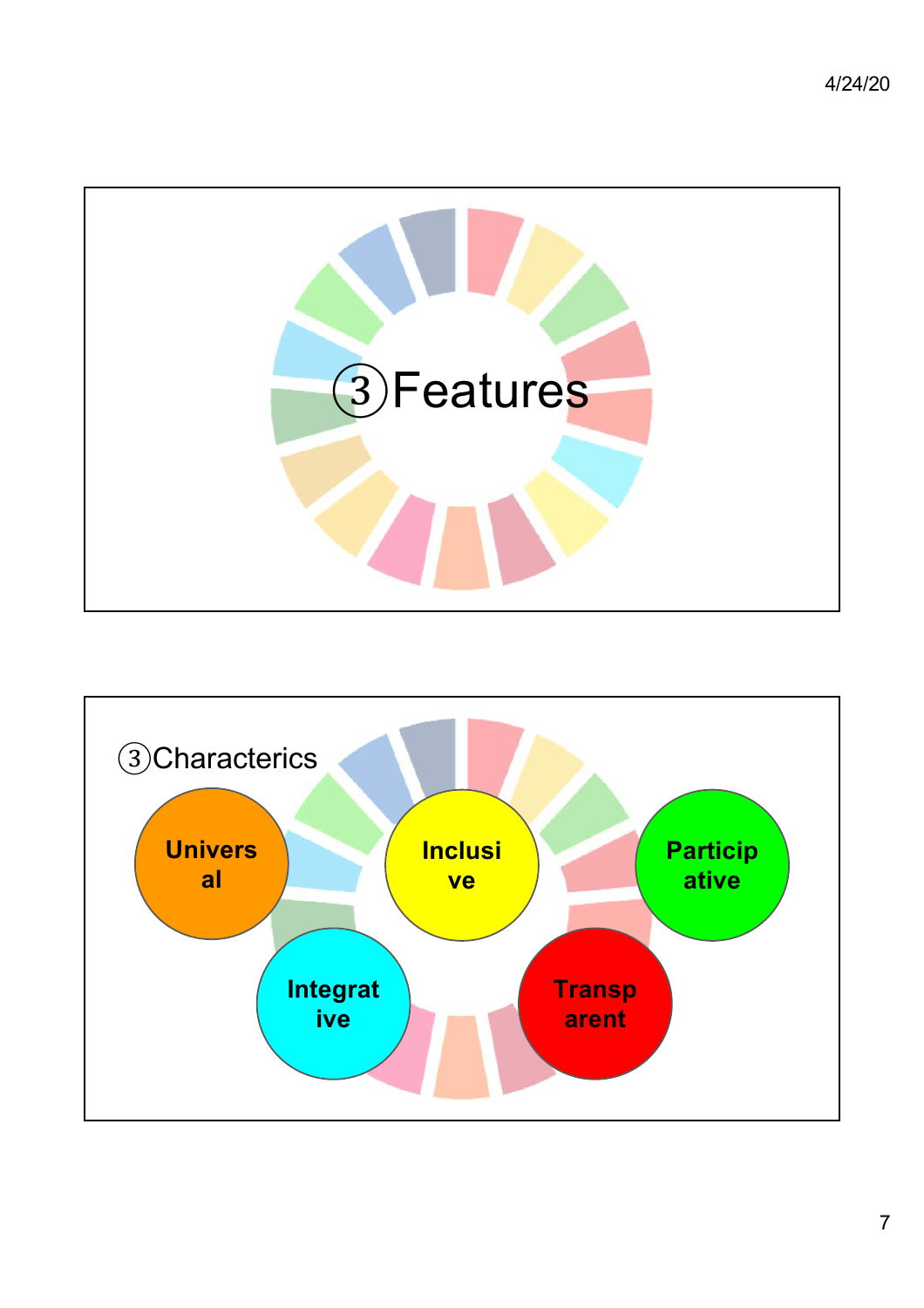## ③Features

## ③Characterics

- Univers al
- Inclusi ve
- Particip ative
- Integrat ive
- Transp arent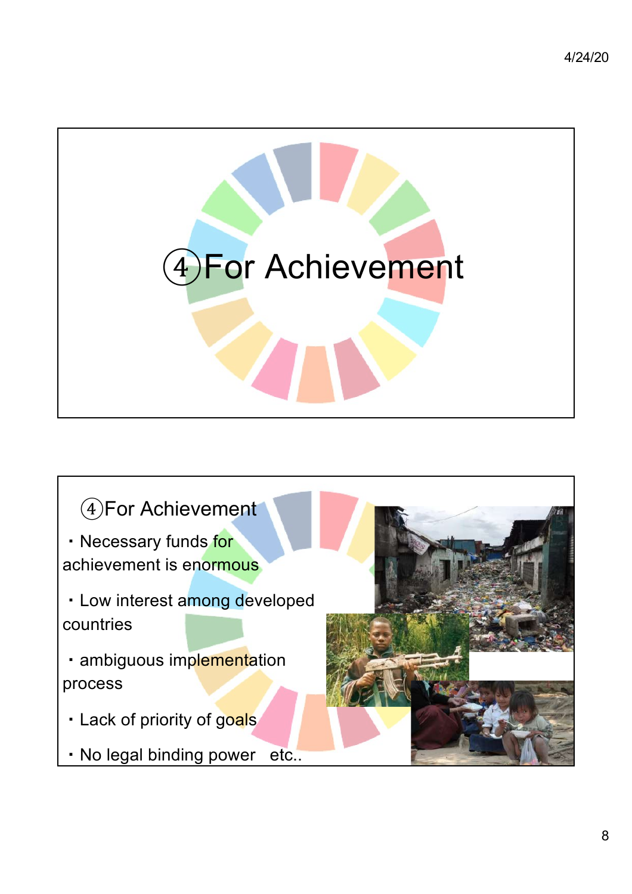## ④For Achievement

## ④For Achievement

- Necessary funds for achievement is enormous
- Low interest among developed countries
- ambiguous implementation process
- Lack of priority of goals
- No legal binding power etc..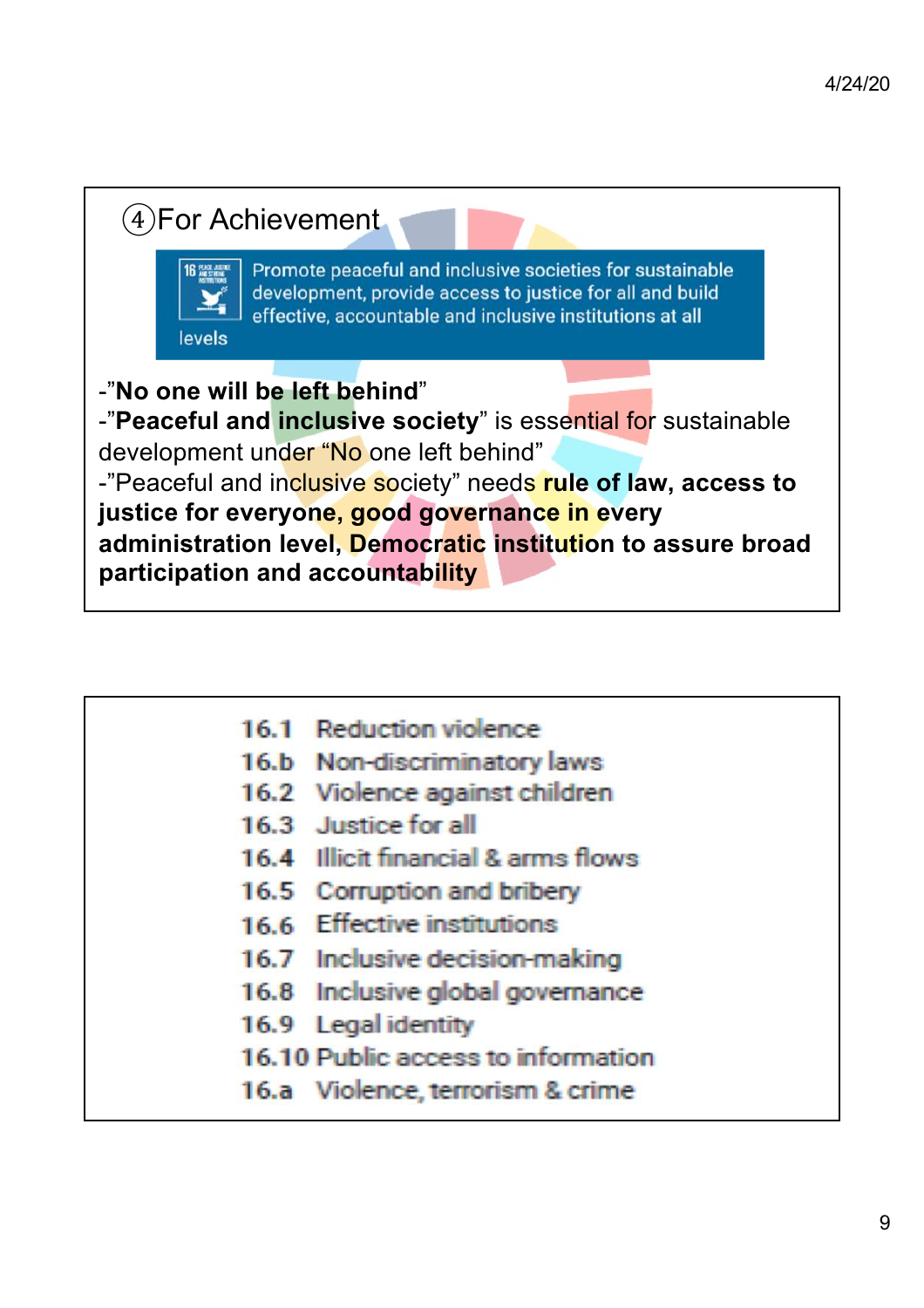## ④For Achievement

16 PEACE, JUSTICE AND STRONG INSTITUTIONS — Promote peaceful and inclusive societies for sustainable development, provide access to justice for all and build effective, accountable and inclusive institutions at all levels

-"**No one will be left behind**"
-"**Peaceful and inclusive society**" is essential for sustainable development under "No one left behind"
-"Peaceful and inclusive society" needs **rule of law, access to justice for everyone, good governance in every administration level, Democratic institution to assure broad participation and accountability**

16.1 Reduction violence
16.b Non-discriminatory laws
16.2 Violence against children
16.3 Justice for all
16.4 Illicit financial & arms flows
16.5 Corruption and bribery
16.6 Effective institutions
16.7 Inclusive decision-making
16.8 Inclusive global governance
16.9 Legal identity
16.10 Public access to information
16.a Violence, terrorism & crime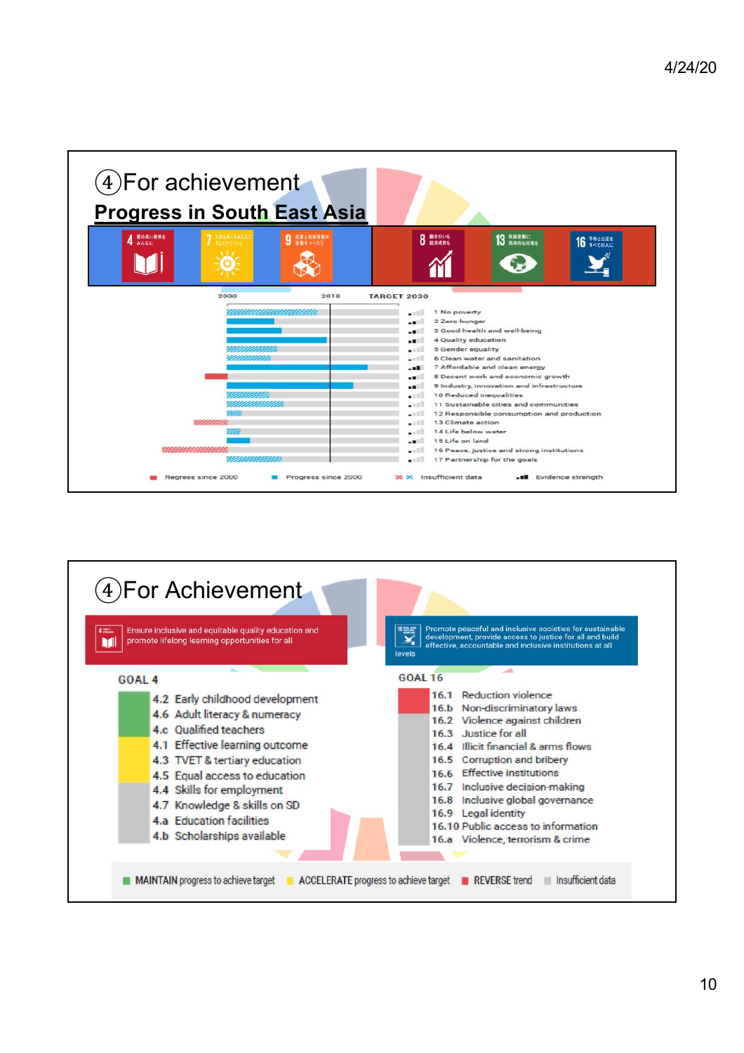## ④For achievement

**Progress in South East Asia**

4 質の高い教育をみんなに　7 エネルギーをみんなに そしてクリーンに　9 産業と技術革新の基盤をつくろう　8 働きがいも経済成長も　13 気候変動に具体的な対策を　16 平和と公正をすべての人に

2000　2019　TARGET 2030

1 No poverty
2 Zero hunger
3 Good health and well-being
4 Quality education
5 Gender equality
6 Clean water and sanitation
7 Affordable and clean energy
8 Decent work and economic growth
9 Industry, innovation and infrastructure
10 Reduced inequalities
11 Sustainable cities and communities
12 Responsible consumption and production
13 Climate action
14 Life below water
15 Life on land
16 Peace, justice and strong institutions
17 Partnership for the goals

Regress since 2000　Progress since 2000　Insufficient data　Evidence strength

## ④For Achievement

Ensure inclusive and equitable quality education and promote lifelong learning opportunities for all

Promote peaceful and inclusive societies for sustainable development, provide access to justice for all and build effective, accountable and inclusive institutions at all levels

**GOAL 4**

- 4.2 Early childhood development
- 4.6 Adult literacy & numeracy
- 4.c Qualified teachers
- 4.1 Effective learning outcome
- 4.3 TVET & tertiary education
- 4.5 Equal access to education
- 4.4 Skills for employment
- 4.7 Knowledge & skills on SD
- 4.a Education facilities
- 4.b Scholarships available

**GOAL 16**

- 16.1 Reduction violence
- 16.b Non-discriminatory laws
- 16.2 Violence against children
- 16.3 Justice for all
- 16.4 Illicit financial & arms flows
- 16.5 Corruption and bribery
- 16.6 Effective institutions
- 16.7 Inclusive decision-making
- 16.8 Inclusive global governance
- 16.9 Legal identity
- 16.10 Public access to information
- 16.a Violence, terrorism & crime

MAINTAIN progress to achieve target　ACCELERATE progress to achieve target　REVERSE trend　Insufficient data